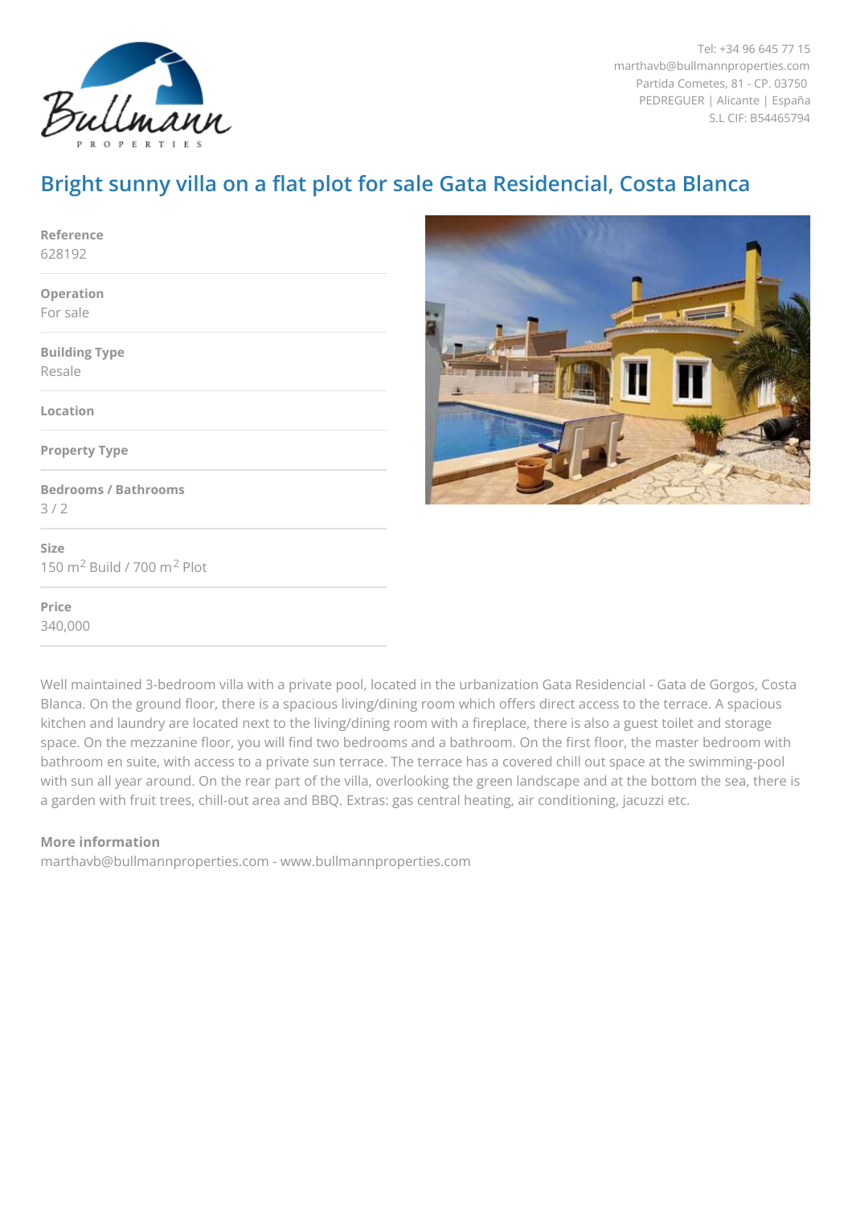Tel: +34 96 645 77 15
marthavb@bullmannproperties.com
Partida Cometes, 81 - CP. 03750
PEDREGUER | Alicante | España
S.L CIF: B54465794

# Bright sunny villa on a flat plot for sale Gata Residencial, Costa Blanca

**Reference**
628192

**Operation**
For sale

**Building Type**
Resale

**Location**

**Property Type**

**Bedrooms / Bathrooms**
3 / 2

**Size**
150 m$^2$ Build / 700 m$^2$ Plot

**Price**
340,000

Well maintained 3-bedroom villa with a private pool, located in the urbanization Gata Residencial - Gata de Gorgos, Costa Blanca. On the ground floor, there is a spacious living/dining room which offers direct access to the terrace. A spacious kitchen and laundry are located next to the living/dining room with a fireplace, there is also a guest toilet and storage space. On the mezzanine floor, you will find two bedrooms and a bathroom. On the first floor, the master bedroom with bathroom en suite, with access to a private sun terrace. The terrace has a covered chill out space at the swimming-pool with sun all year around. On the rear part of the villa, overlooking the green landscape and at the bottom the sea, there is a garden with fruit trees, chill-out area and BBQ. Extras: gas central heating, air conditioning, jacuzzi etc.

**More information**
marthavb@bullmannproperties.com - www.bullmannproperties.com